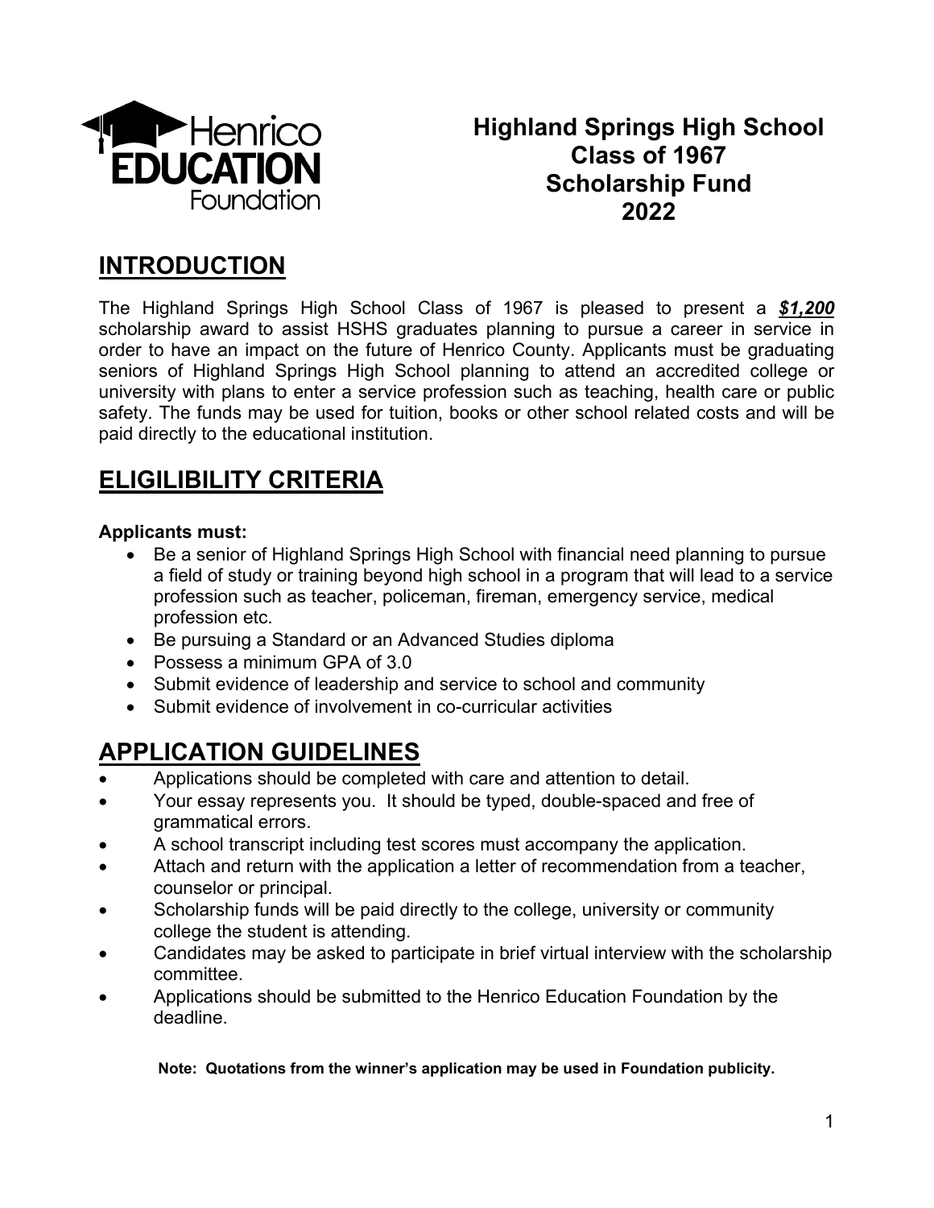Henrico EDUCATION Foundation

# Highland Springs High School Class of 1967 Scholarship Fund 2022

## INTRODUCTION

The Highland Springs High School Class of 1967 is pleased to present a ***$1,200*** scholarship award to assist HSHS graduates planning to pursue a career in service in order to have an impact on the future of Henrico County. Applicants must be graduating seniors of Highland Springs High School planning to attend an accredited college or university with plans to enter a service profession such as teaching, health care or public safety. The funds may be used for tuition, books or other school related costs and will be paid directly to the educational institution.

## ELIGIBILITY CRITERIA

**Applicants must:**

- Be a senior of Highland Springs High School with financial need planning to pursue a field of study or training beyond high school in a program that will lead to a service profession such as teacher, policeman, fireman, emergency service, medical profession etc.
- Be pursuing a Standard or an Advanced Studies diploma
- Possess a minimum GPA of 3.0
- Submit evidence of leadership and service to school and community
- Submit evidence of involvement in co-curricular activities

## APPLICATION GUIDELINES

- Applications should be completed with care and attention to detail.
- Your essay represents you. It should be typed, double-spaced and free of grammatical errors.
- A school transcript including test scores must accompany the application.
- Attach and return with the application a letter of recommendation from a teacher, counselor or principal.
- Scholarship funds will be paid directly to the college, university or community college the student is attending.
- Candidates may be asked to participate in brief virtual interview with the scholarship committee.
- Applications should be submitted to the Henrico Education Foundation by the deadline.

**Note: Quotations from the winner's application may be used in Foundation publicity.**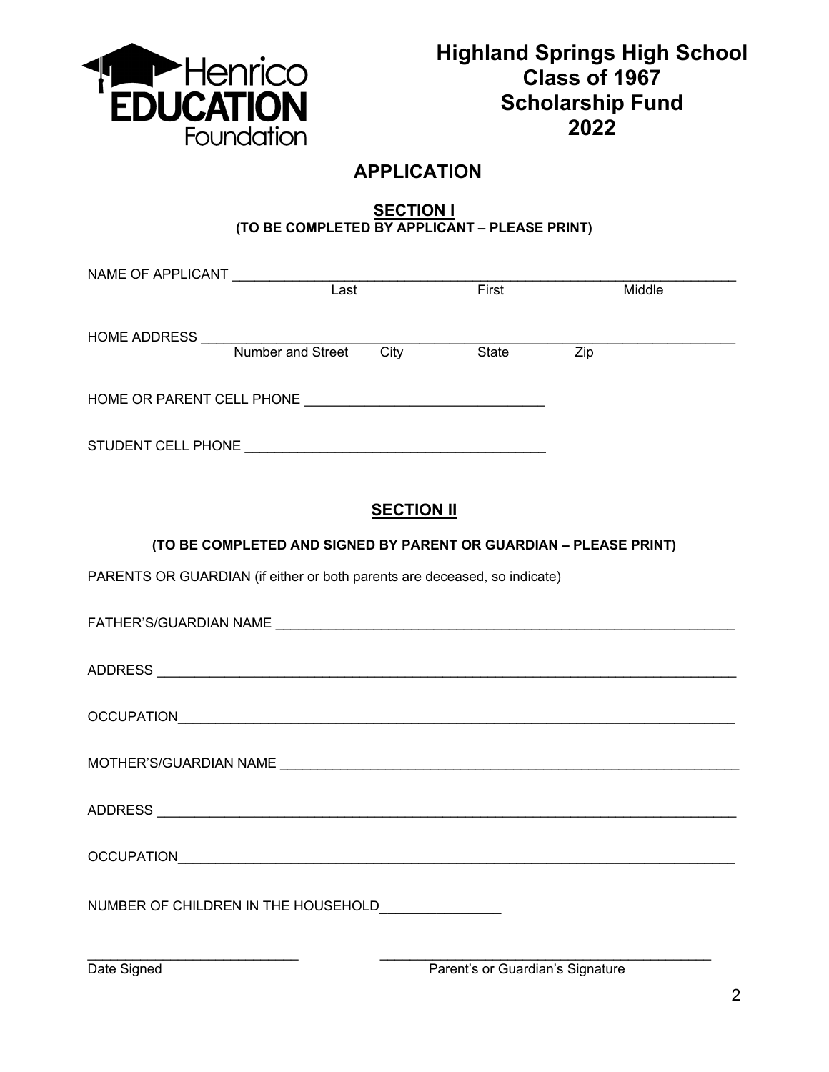Henrico EDUCATION Foundation

# Highland Springs High School Class of 1967 Scholarship Fund 2022

## APPLICATION

### SECTION I
**(TO BE COMPLETED BY APPLICANT – PLEASE PRINT)**

NAME OF APPLICANT ______________________________________________
Last First Middle

HOME ADDRESS ______________________________________________
Number and Street City State Zip

HOME OR PARENT CELL PHONE ______________________________

STUDENT CELL PHONE ______________________________

### SECTION II

**(TO BE COMPLETED AND SIGNED BY PARENT OR GUARDIAN – PLEASE PRINT)**

PARENTS OR GUARDIAN (if either or both parents are deceased, so indicate)

FATHER'S/GUARDIAN NAME ______________________________________________

ADDRESS ______________________________________________

OCCUPATION______________________________________________

MOTHER'S/GUARDIAN NAME ______________________________________________

ADDRESS ______________________________________________

OCCUPATION______________________________________________

NUMBER OF CHILDREN IN THE HOUSEHOLD________________

____________________________ ____________________________________________
Date Signed Parent's or Guardian's Signature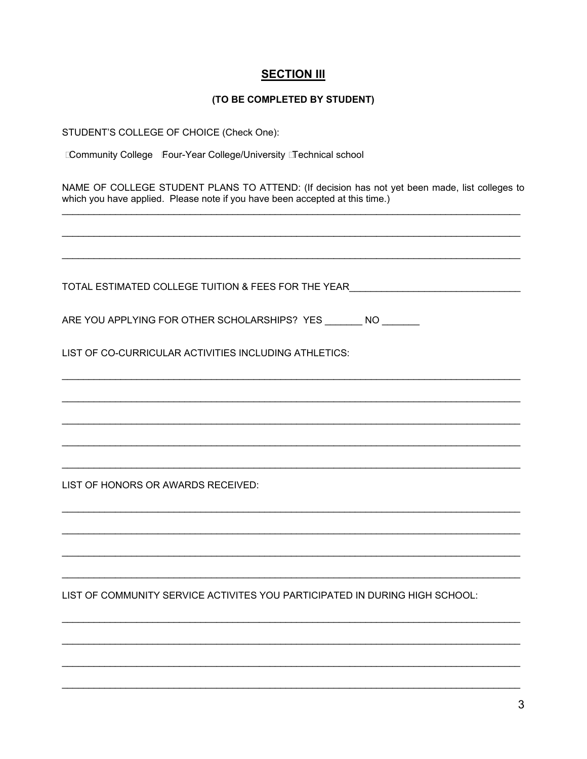## SECTION III

**(TO BE COMPLETED BY STUDENT)**

STUDENT'S COLLEGE OF CHOICE (Check One):

☐ Community College ☐ Four-Year College/University ☐ Technical school

NAME OF COLLEGE STUDENT PLANS TO ATTEND: (If decision has not yet been made, list colleges to which you have applied. Please note if you have been accepted at this time.)

______________________________________________________________________________

______________________________________________________________________________

______________________________________________________________________________

TOTAL ESTIMATED COLLEGE TUITION & FEES FOR THE YEAR______________________________

ARE YOU APPLYING FOR OTHER SCHOLARSHIPS? YES _______ NO _______

LIST OF CO-CURRICULAR ACTIVITIES INCLUDING ATHLETICS:

______________________________________________________________________________

______________________________________________________________________________

______________________________________________________________________________

______________________________________________________________________________

______________________________________________________________________________

LIST OF HONORS OR AWARDS RECEIVED:

______________________________________________________________________________

______________________________________________________________________________

______________________________________________________________________________

______________________________________________________________________________

LIST OF COMMUNITY SERVICE ACTIVITES YOU PARTICIPATED IN DURING HIGH SCHOOL:

______________________________________________________________________________

______________________________________________________________________________

______________________________________________________________________________

______________________________________________________________________________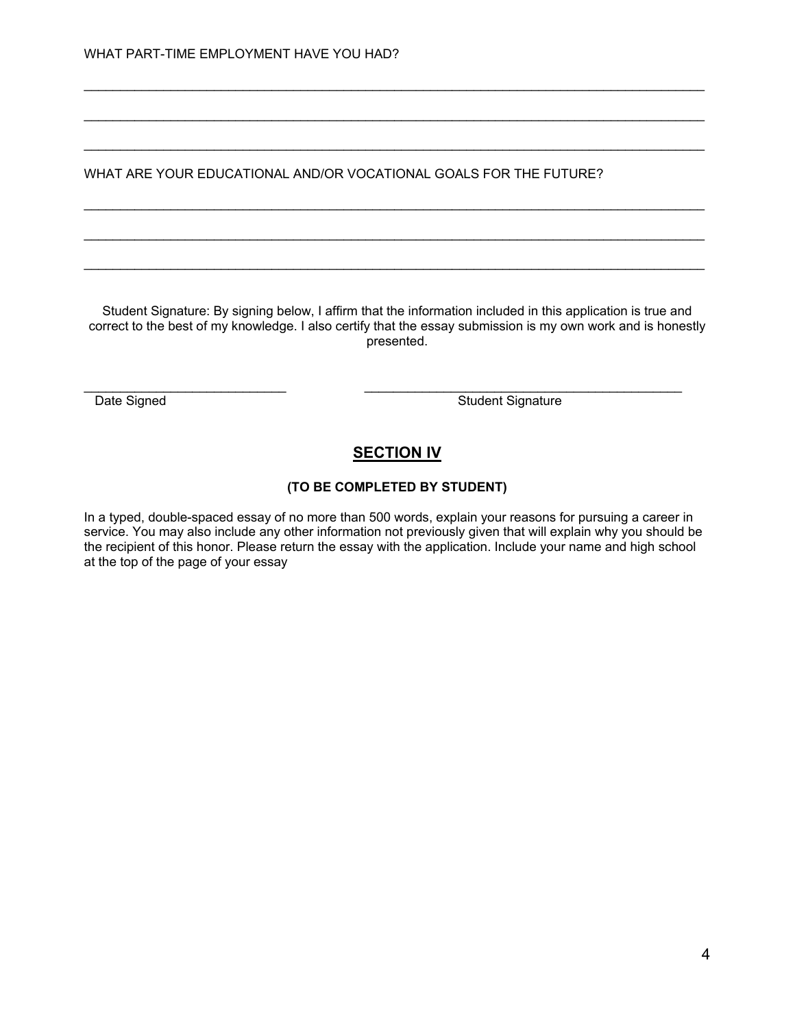WHAT PART-TIME EMPLOYMENT HAVE YOU HAD?

______________________________________________________________________________

______________________________________________________________________________

______________________________________________________________________________

WHAT ARE YOUR EDUCATIONAL AND/OR VOCATIONAL GOALS FOR THE FUTURE?

______________________________________________________________________________

______________________________________________________________________________

______________________________________________________________________________

Student Signature: By signing below, I affirm that the information included in this application is true and correct to the best of my knowledge. I also certify that the essay submission is my own work and is honestly presented.

___________________________ ___________________________________________

Date Signed Student Signature

## **SECTION IV**

**(TO BE COMPLETED BY STUDENT)**

In a typed, double-spaced essay of no more than 500 words, explain your reasons for pursuing a career in service. You may also include any other information not previously given that will explain why you should be the recipient of this honor. Please return the essay with the application. Include your name and high school at the top of the page of your essay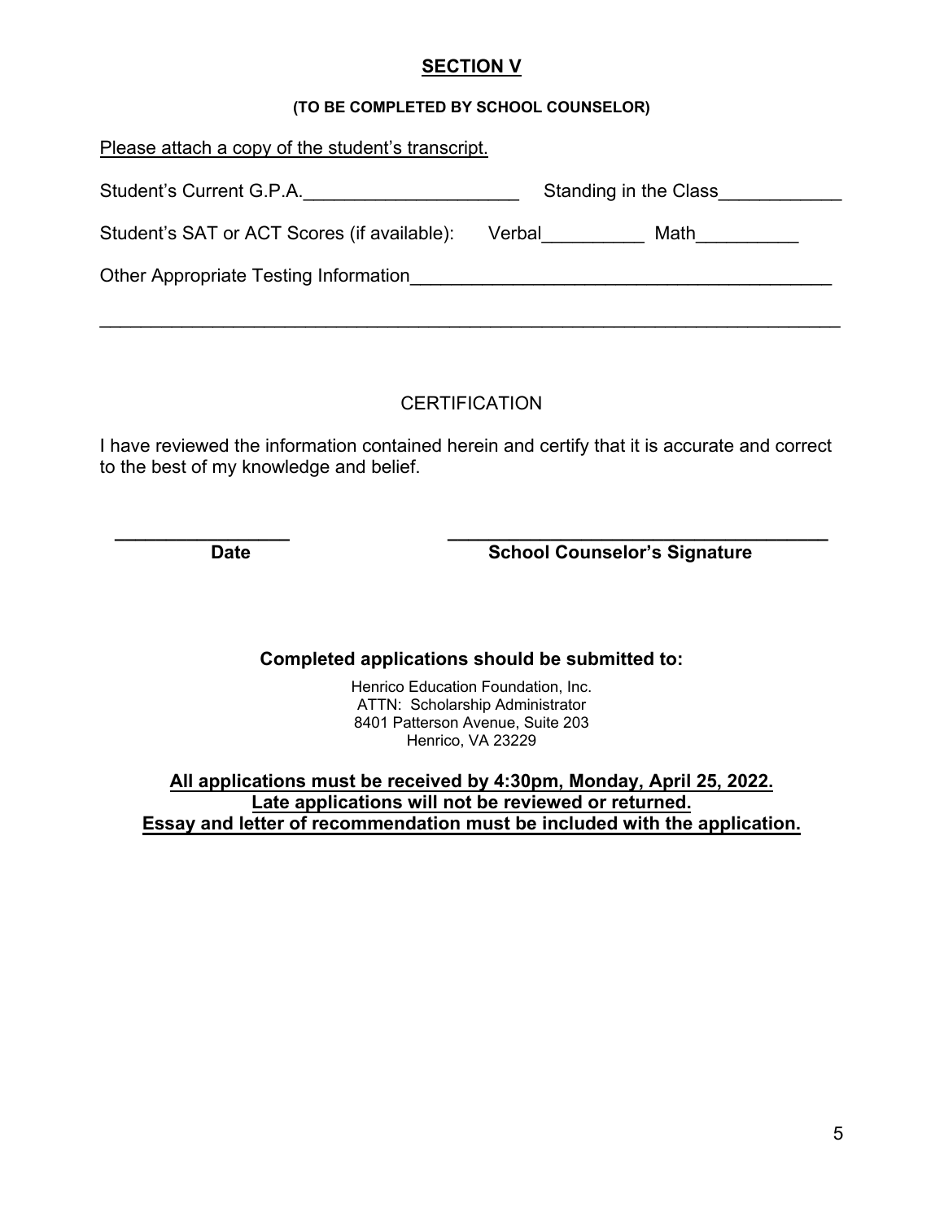## SECTION V

**(TO BE COMPLETED BY SCHOOL COUNSELOR)**

Please attach a copy of the student's transcript.

Student's Current G.P.A.____________________ Standing in the Class____________

Student's SAT or ACT Scores (if available): Verbal__________ Math__________

Other Appropriate Testing Information________________________________________

________________________________________________________________________

CERTIFICATION

I have reviewed the information contained herein and certify that it is accurate and correct to the best of my knowledge and belief.

_________________ ______________________________________

**Date** **School Counselor's Signature**

**Completed applications should be submitted to:**

Henrico Education Foundation, Inc.
ATTN: Scholarship Administrator
8401 Patterson Avenue, Suite 203
Henrico, VA 23229

**All applications must be received by 4:30pm, Monday, April 25, 2022.**
**Late applications will not be reviewed or returned.**
**Essay and letter of recommendation must be included with the application.**